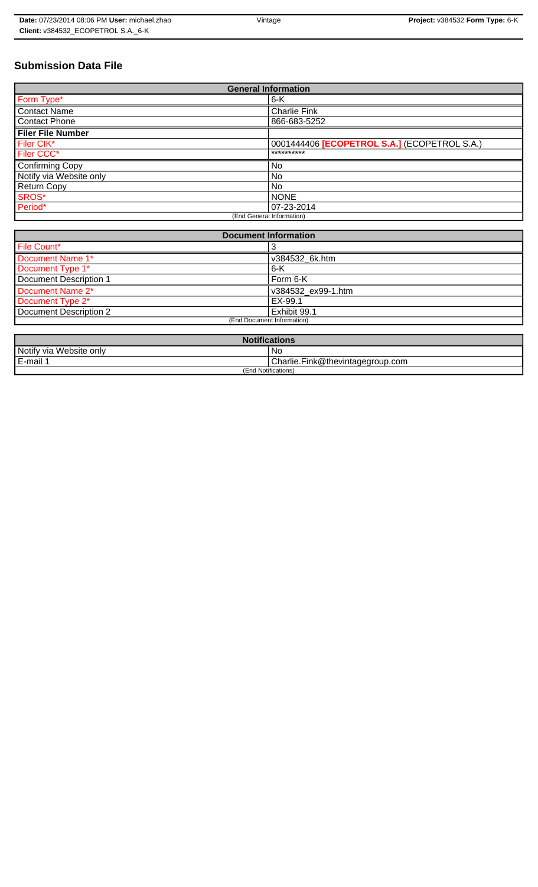**Date:** 07/23/2014 08:06 PM **User:** michael.zhao  Vintage  **Project:** v384532 **Form Type:** 6-K
**Client:** v384532_ECOPETROL S.A._6-K

## Submission Data File

| General Information | |
|---|---|
| Form Type* | 6-K |
| Contact Name | Charlie Fink |
| Contact Phone | 866-683-5252 |
| **Filer File Number** | |
| Filer CIK* | 0001444406 **[ECOPETROL S.A.]** (ECOPETROL S.A.) |
| Filer CCC* | ********** |
| Confirming Copy | No |
| Notify via Website only | No |
| Return Copy | No |
| SROS* | NONE |
| Period* | 07-23-2014 |
| (End General Information) | |

| Document Information | |
|---|---|
| File Count* | 3 |
| Document Name 1* | v384532_6k.htm |
| Document Type 1* | 6-K |
| Document Description 1 | Form 6-K |
| Document Name 2* | v384532_ex99-1.htm |
| Document Type 2* | EX-99.1 |
| Document Description 2 | Exhibit 99.1 |
| (End Document Information) | |

| Notifications | |
|---|---|
| Notify via Website only | No |
| E-mail 1 | Charlie.Fink@thevintagegroup.com |
| (End Notifications) | |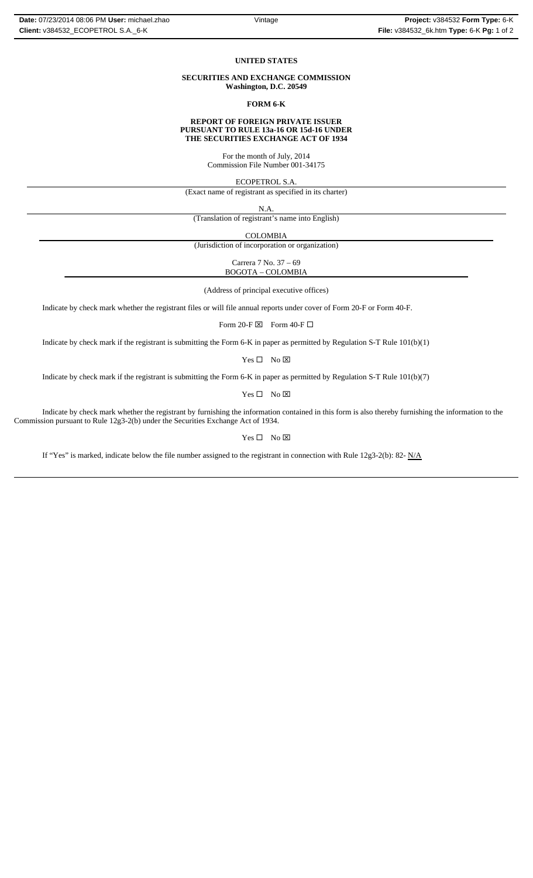**UNITED STATES**

**SECURITIES AND EXCHANGE COMMISSION**
**Washington, D.C. 20549**

**FORM 6-K**

**REPORT OF FOREIGN PRIVATE ISSUER**
**PURSUANT TO RULE 13a-16 OR 15d-16 UNDER**
**THE SECURITIES EXCHANGE ACT OF 1934**

For the month of July, 2014
Commission File Number 001-34175

ECOPETROL S.A.
(Exact name of registrant as specified in its charter)

N.A.
(Translation of registrant's name into English)

COLOMBIA
(Jurisdiction of incorporation or organization)

Carrera 7 No. 37 – 69
BOGOTA – COLOMBIA

(Address of principal executive offices)

Indicate by check mark whether the registrant files or will file annual reports under cover of Form 20-F or Form 40-F.

Form 20-F ☒ Form 40-F ☐

Indicate by check mark if the registrant is submitting the Form 6-K in paper as permitted by Regulation S-T Rule 101(b)(1)

Yes ☐ No ☒

Indicate by check mark if the registrant is submitting the Form 6-K in paper as permitted by Regulation S-T Rule 101(b)(7)

Yes ☐ No ☒

Indicate by check mark whether the registrant by furnishing the information contained in this form is also thereby furnishing the information to the Commission pursuant to Rule 12g3-2(b) under the Securities Exchange Act of 1934.

Yes ☐ No ☒

If "Yes" is marked, indicate below the file number assigned to the registrant in connection with Rule 12g3-2(b): 82- N/A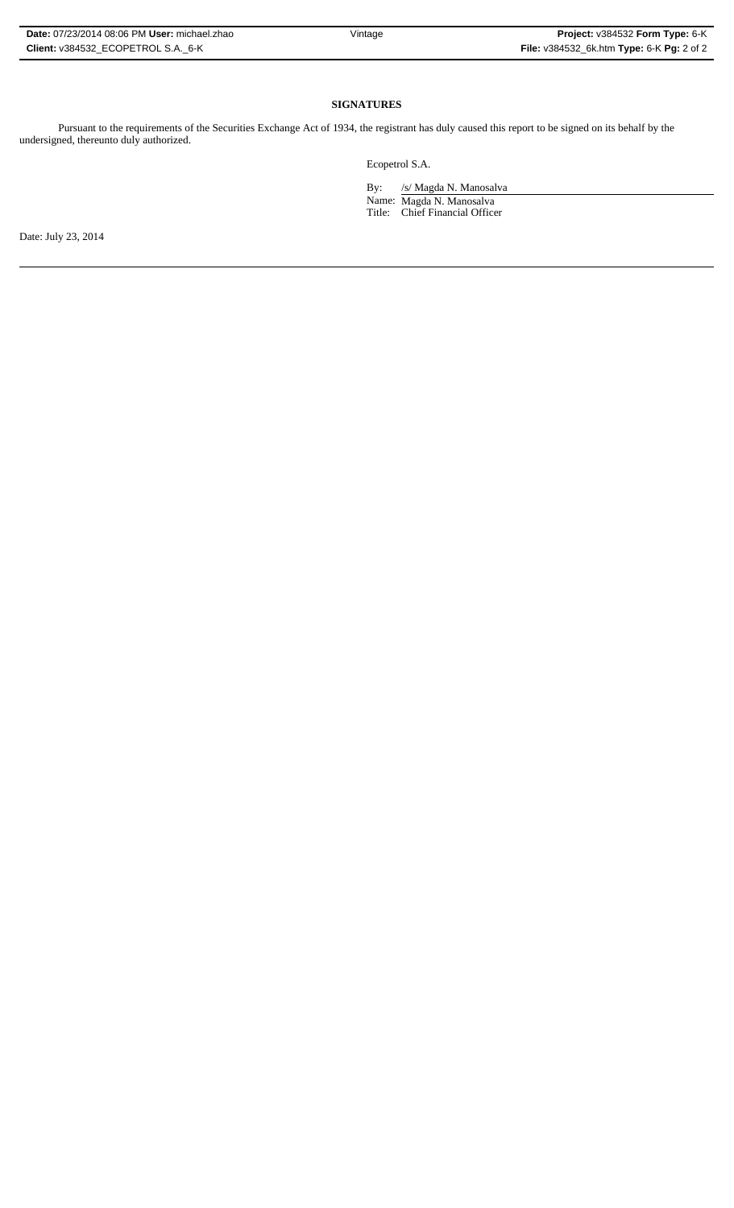## SIGNATURES

Pursuant to the requirements of the Securities Exchange Act of 1934, the registrant has duly caused this report to be signed on its behalf by the undersigned, thereunto duly authorized.

Ecopetrol S.A.

By: /s/ Magda N. Manosalva

Name: Magda N. Manosalva

Title: Chief Financial Officer

Date: July 23, 2014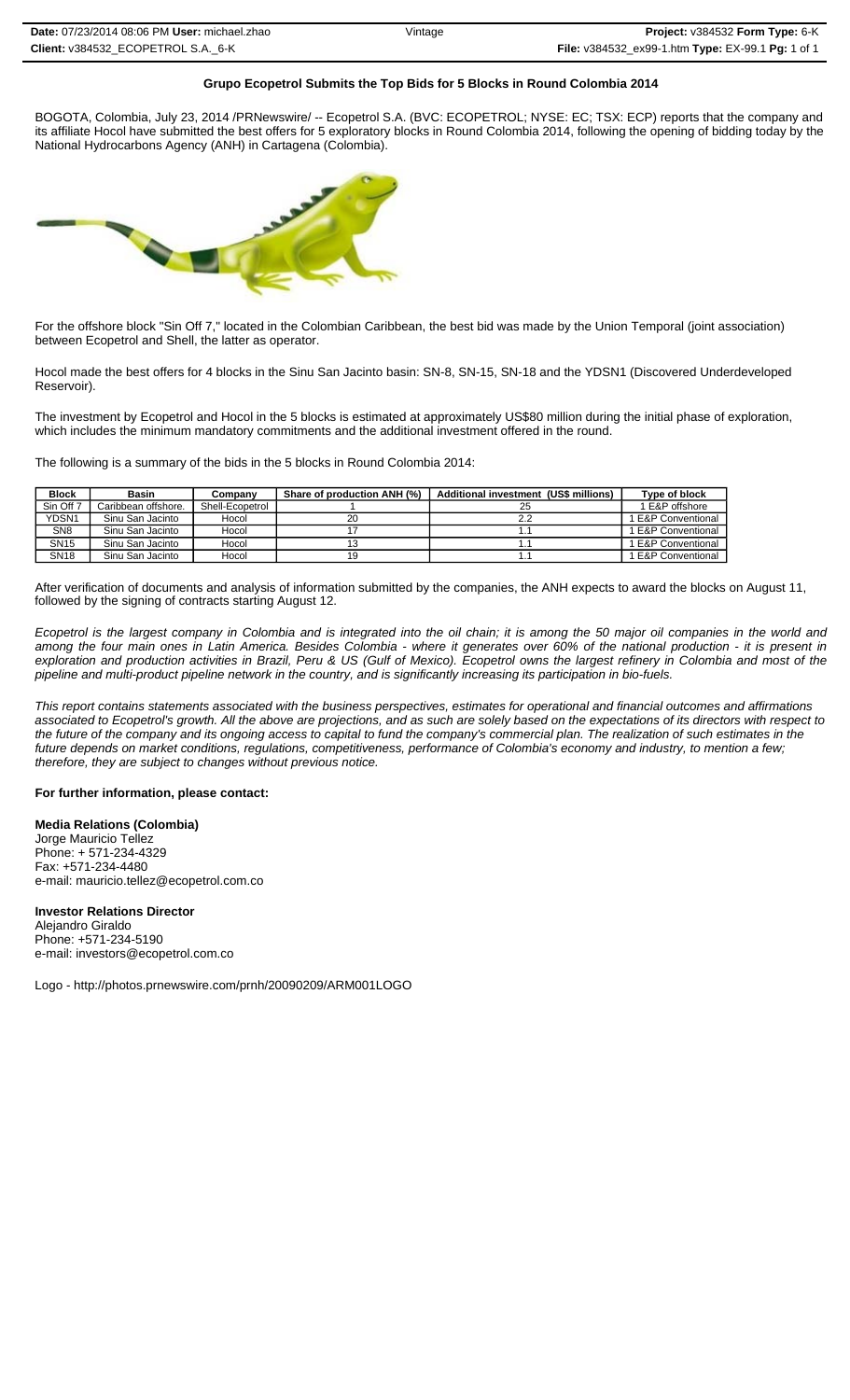**Grupo Ecopetrol Submits the Top Bids for 5 Blocks in Round Colombia 2014**

BOGOTA, Colombia, July 23, 2014 /PRNewswire/ -- Ecopetrol S.A. (BVC: ECOPETROL; NYSE: EC; TSX: ECP) reports that the company and its affiliate Hocol have submitted the best offers for 5 exploratory blocks in Round Colombia 2014, following the opening of bidding today by the National Hydrocarbons Agency (ANH) in Cartagena (Colombia).

For the offshore block "Sin Off 7," located in the Colombian Caribbean, the best bid was made by the Union Temporal (joint association) between Ecopetrol and Shell, the latter as operator.

Hocol made the best offers for 4 blocks in the Sinu San Jacinto basin: SN-8, SN-15, SN-18 and the YDSN1 (Discovered Underdeveloped Reservoir).

The investment by Ecopetrol and Hocol in the 5 blocks is estimated at approximately US$80 million during the initial phase of exploration, which includes the minimum mandatory commitments and the additional investment offered in the round.

The following is a summary of the bids in the 5 blocks in Round Colombia 2014:

| Block | Basin | Company | Share of production ANH (%) | Additional investment (US$ millions) | Type of block |
|---|---|---|---|---|---|
| Sin Off 7 | Caribbean offshore. | Shell-Ecopetrol | 1 | 25 | 1 E&P offshore |
| YDSN1 | Sinu San Jacinto | Hocol | 20 | 2.2 | 1 E&P Conventional |
| SN8 | Sinu San Jacinto | Hocol | 17 | 1.1 | 1 E&P Conventional |
| SN15 | Sinu San Jacinto | Hocol | 13 | 1.1 | 1 E&P Conventional |
| SN18 | Sinu San Jacinto | Hocol | 19 | 1.1 | 1 E&P Conventional |

After verification of documents and analysis of information submitted by the companies, the ANH expects to award the blocks on August 11, followed by the signing of contracts starting August 12.

*Ecopetrol is the largest company in Colombia and is integrated into the oil chain; it is among the 50 major oil companies in the world and among the four main ones in Latin America. Besides Colombia - where it generates over 60% of the national production - it is present in exploration and production activities in Brazil, Peru & US (Gulf of Mexico). Ecopetrol owns the largest refinery in Colombia and most of the pipeline and multi-product pipeline network in the country, and is significantly increasing its participation in bio-fuels.*

*This report contains statements associated with the business perspectives, estimates for operational and financial outcomes and affirmations associated to Ecopetrol's growth. All the above are projections, and as such are solely based on the expectations of its directors with respect to the future of the company and its ongoing access to capital to fund the company's commercial plan. The realization of such estimates in the future depends on market conditions, regulations, competitiveness, performance of Colombia's economy and industry, to mention a few; therefore, they are subject to changes without previous notice.*

**For further information, please contact:**

**Media Relations (Colombia)**
Jorge Mauricio Tellez
Phone: + 571-234-4329
Fax: +571-234-4480
e-mail: mauricio.tellez@ecopetrol.com.co

**Investor Relations Director**
Alejandro Giraldo
Phone: +571-234-5190
e-mail: investors@ecopetrol.com.co

Logo - http://photos.prnewswire.com/prnh/20090209/ARM001LOGO